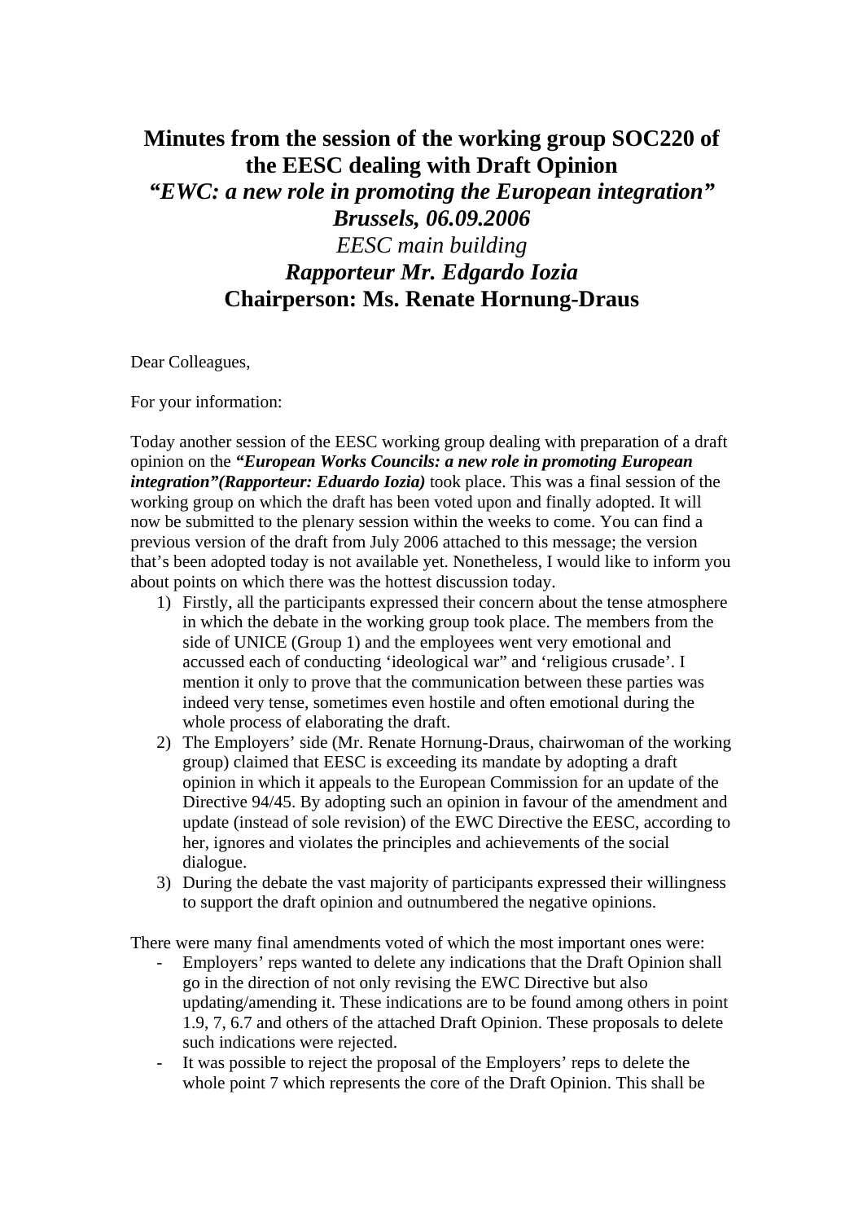# Minutes from the session of the working group SOC220 of the EESC dealing with Draft Opinion

## *"EWC: a new role in promoting the European integration"*

## ***Brussels, 06.09.2006***

## *EESC main building*

## ***Rapporteur Mr. Edgardo Iozia***

## Chairperson: Ms. Renate Hornung-Draus

Dear Colleagues,

For your information:

Today another session of the EESC working group dealing with preparation of a draft opinion on the ***"European Works Councils: a new role in promoting European integration"(Rapporteur: Eduardo Iozia)*** took place. This was a final session of the working group on which the draft has been voted upon and finally adopted. It will now be submitted to the plenary session within the weeks to come. You can find a previous version of the draft from July 2006 attached to this message; the version that's been adopted today is not available yet. Nonetheless, I would like to inform you about points on which there was the hottest discussion today.

1) Firstly, all the participants expressed their concern about the tense atmosphere in which the debate in the working group took place. The members from the side of UNICE (Group 1) and the employees went very emotional and accussed each of conducting 'ideological war" and 'religious crusade'. I mention it only to prove that the communication between these parties was indeed very tense, sometimes even hostile and often emotional during the whole process of elaborating the draft.
2) The Employers' side (Mr. Renate Hornung-Draus, chairwoman of the working group) claimed that EESC is exceeding its mandate by adopting a draft opinion in which it appeals to the European Commission for an update of the Directive 94/45. By adopting such an opinion in favour of the amendment and update (instead of sole revision) of the EWC Directive the EESC, according to her, ignores and violates the principles and achievements of the social dialogue.
3) During the debate the vast majority of participants expressed their willingness to support the draft opinion and outnumbered the negative opinions.

There were many final amendments voted of which the most important ones were:

- Employers' reps wanted to delete any indications that the Draft Opinion shall go in the direction of not only revising the EWC Directive but also updating/amending it. These indications are to be found among others in point 1.9, 7, 6.7 and others of the attached Draft Opinion. These proposals to delete such indications were rejected.
- It was possible to reject the proposal of the Employers' reps to delete the whole point 7 which represents the core of the Draft Opinion. This shall be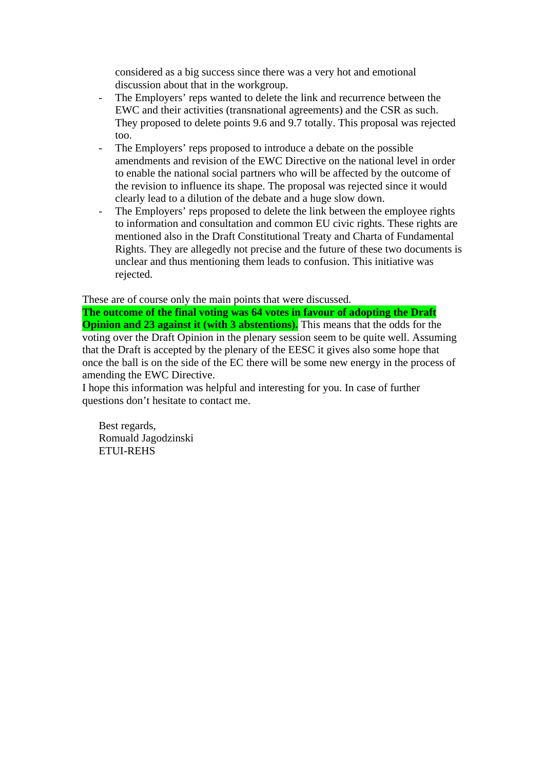considered as a big success since there was a very hot and emotional discussion about that in the workgroup.

- The Employers' reps wanted to delete the link and recurrence between the EWC and their activities (transnational agreements) and the CSR as such. They proposed to delete points 9.6 and 9.7 totally. This proposal was rejected too.
- The Employers' reps proposed to introduce a debate on the possible amendments and revision of the EWC Directive on the national level in order to enable the national social partners who will be affected by the outcome of the revision to influence its shape. The proposal was rejected since it would clearly lead to a dilution of the debate and a huge slow down.
- The Employers' reps proposed to delete the link between the employee rights to information and consultation and common EU civic rights. These rights are mentioned also in the Draft Constitutional Treaty and Charta of Fundamental Rights. They are allegedly not precise and the future of these two documents is unclear and thus mentioning them leads to confusion. This initiative was rejected.

These are of course only the main points that were discussed.
**The outcome of the final voting was 64 votes in favour of adopting the Draft Opinion and 23 against it (with 3 abstentions).** This means that the odds for the voting over the Draft Opinion in the plenary session seem to be quite well. Assuming that the Draft is accepted by the plenary of the EESC it gives also some hope that once the ball is on the side of the EC there will be some new energy in the process of amending the EWC Directive.
I hope this information was helpful and interesting for you. In case of further questions don't hesitate to contact me.

Best regards,
Romuald Jagodzinski
ETUI-REHS